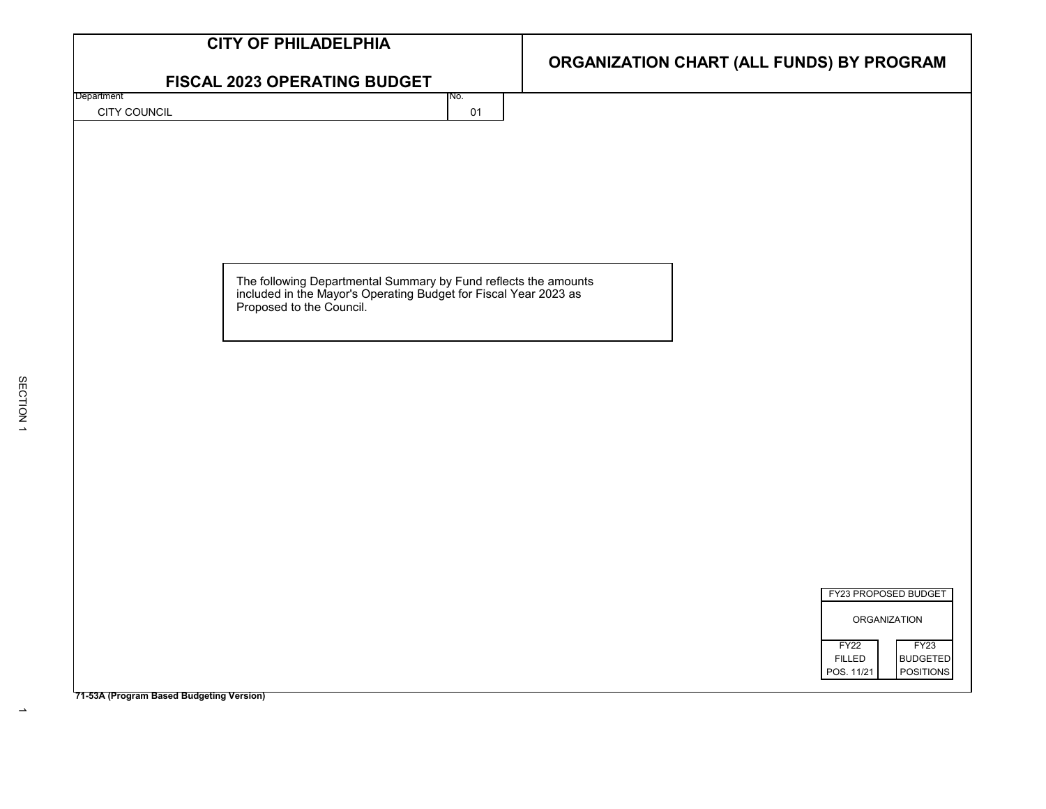# CITY OF PHILADELPHIA

## FISCAL 2023 OPERATING BUDGET

## ORGANIZATION CHART (ALL FUNDS) BY PROGRAM

| Department | No. |
| --- | --- |
| CITY COUNCIL | 01 |

The following Departmental Summary by Fund reflects the amounts included in the Mayor's Operating Budget for Fiscal Year 2023 as Proposed to the Council.

| FY23 PROPOSED BUDGET | |
| --- | --- |
| ORGANIZATION | |
| FY22 FILLED POS. 11/21 | FY23 BUDGETED POSITIONS |

71-53A (Program Based Budgeting Version)

SECTION 1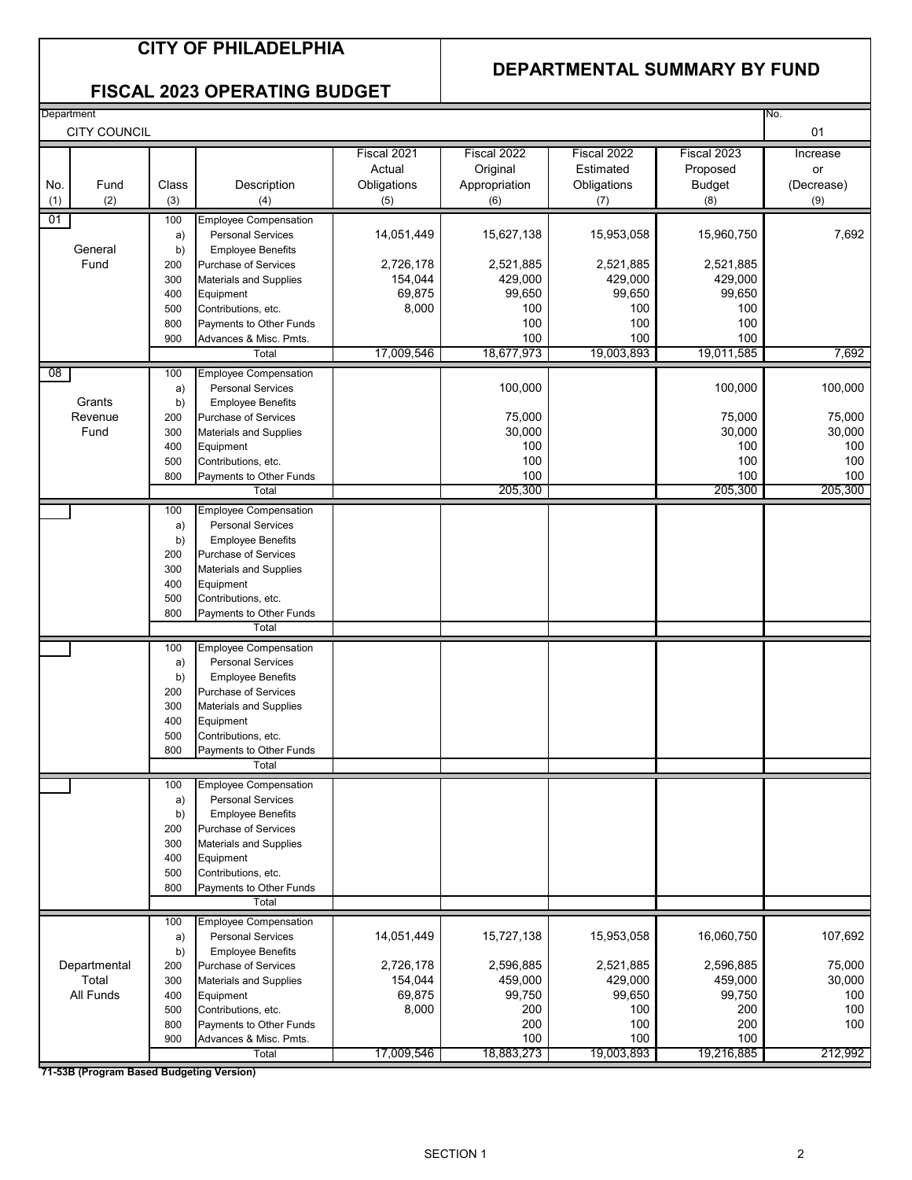# CITY OF PHILADELPHIA

## FISCAL 2023 OPERATING BUDGET

## DEPARTMENTAL SUMMARY BY FUND

Department: CITY COUNCIL — No. 01

| No. (1) | Fund (2) | Class (3) | Description (4) | Fiscal 2021 Actual Obligations (5) | Fiscal 2022 Original Appropriation (6) | Fiscal 2022 Estimated Obligations (7) | Fiscal 2023 Proposed Budget (8) | Increase or (Decrease) (9) |
|---|---|---|---|---|---|---|---|---|
| 01 | General Fund | 100 | Employee Compensation | | | | | |
| | | a) | Personal Services | 14,051,449 | 15,627,138 | 15,953,058 | 15,960,750 | 7,692 |
| | | b) | Employee Benefits | | | | | |
| | | 200 | Purchase of Services | 2,726,178 | 2,521,885 | 2,521,885 | 2,521,885 | |
| | | 300 | Materials and Supplies | 154,044 | 429,000 | 429,000 | 429,000 | |
| | | 400 | Equipment | 69,875 | 99,650 | 99,650 | 99,650 | |
| | | 500 | Contributions, etc. | 8,000 | 100 | 100 | 100 | |
| | | 800 | Payments to Other Funds | | 100 | 100 | 100 | |
| | | 900 | Advances & Misc. Pmts. | | 100 | 100 | 100 | |
| | | | Total | 17,009,546 | 18,677,973 | 19,003,893 | 19,011,585 | 7,692 |
| 08 | Grants Revenue Fund | 100 | Employee Compensation | | | | | |
| | | a) | Personal Services | | 100,000 | | 100,000 | 100,000 |
| | | b) | Employee Benefits | | | | | |
| | | 200 | Purchase of Services | | 75,000 | | 75,000 | 75,000 |
| | | 300 | Materials and Supplies | | 30,000 | | 30,000 | 30,000 |
| | | 400 | Equipment | | 100 | | 100 | 100 |
| | | 500 | Contributions, etc. | | 100 | | 100 | 100 |
| | | 800 | Payments to Other Funds | | 100 | | 100 | 100 |
| | | | Total | | 205,300 | | 205,300 | 205,300 |
| | | 100 | Employee Compensation | | | | | |
| | | a) | Personal Services | | | | | |
| | | b) | Employee Benefits | | | | | |
| | | 200 | Purchase of Services | | | | | |
| | | 300 | Materials and Supplies | | | | | |
| | | 400 | Equipment | | | | | |
| | | 500 | Contributions, etc. | | | | | |
| | | 800 | Payments to Other Funds | | | | | |
| | | | Total | | | | | |
| | | 100 | Employee Compensation | | | | | |
| | | a) | Personal Services | | | | | |
| | | b) | Employee Benefits | | | | | |
| | | 200 | Purchase of Services | | | | | |
| | | 300 | Materials and Supplies | | | | | |
| | | 400 | Equipment | | | | | |
| | | 500 | Contributions, etc. | | | | | |
| | | 800 | Payments to Other Funds | | | | | |
| | | | Total | | | | | |
| | | 100 | Employee Compensation | | | | | |
| | | a) | Personal Services | | | | | |
| | | b) | Employee Benefits | | | | | |
| | | 200 | Purchase of Services | | | | | |
| | | 300 | Materials and Supplies | | | | | |
| | | 400 | Equipment | | | | | |
| | | 500 | Contributions, etc. | | | | | |
| | | 800 | Payments to Other Funds | | | | | |
| | | | Total | | | | | |
| | Departmental Total All Funds | 100 | Employee Compensation | | | | | |
| | | a) | Personal Services | 14,051,449 | 15,727,138 | 15,953,058 | 16,060,750 | 107,692 |
| | | b) | Employee Benefits | | | | | |
| | | 200 | Purchase of Services | 2,726,178 | 2,596,885 | 2,521,885 | 2,596,885 | 75,000 |
| | | 300 | Materials and Supplies | 154,044 | 459,000 | 429,000 | 459,000 | 30,000 |
| | | 400 | Equipment | 69,875 | 99,750 | 99,650 | 99,750 | 100 |
| | | 500 | Contributions, etc. | 8,000 | 200 | 100 | 200 | 100 |
| | | 800 | Payments to Other Funds | | 200 | 100 | 200 | 100 |
| | | 900 | Advances & Misc. Pmts. | | 100 | 100 | 100 | |
| | | | Total | 17,009,546 | 18,883,273 | 19,003,893 | 19,216,885 | 212,992 |

**71-53B (Program Based Budgeting Version)**

SECTION 1